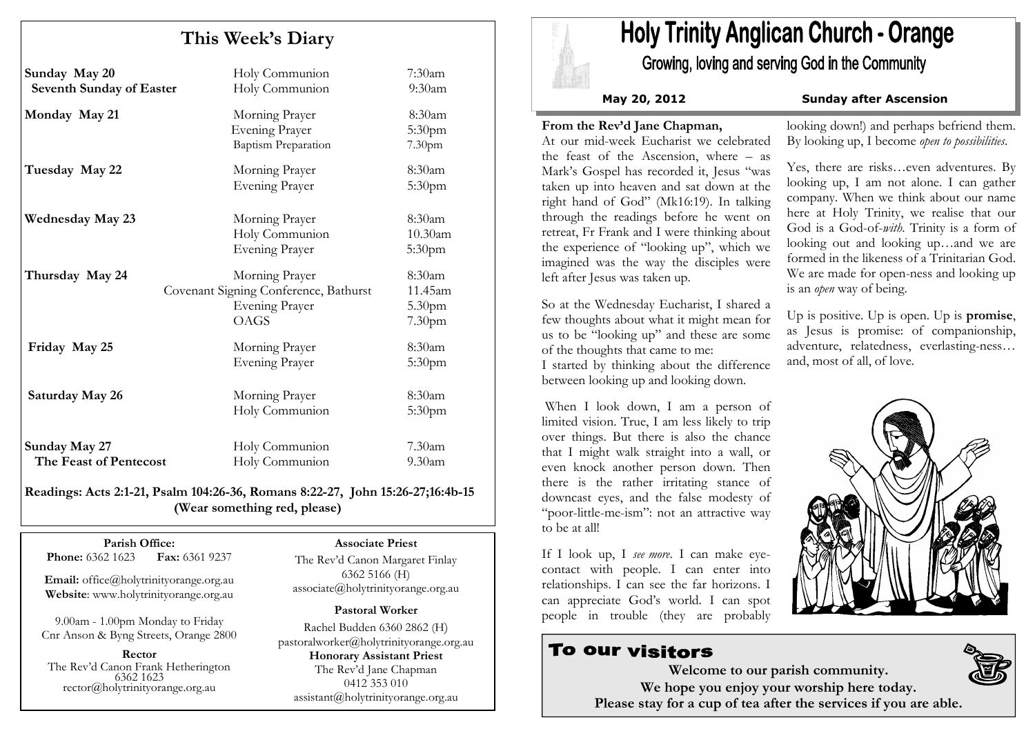# This Week's Diary

| | | |
|---|---|---|
| **Sunday May 20** | Holy Communion | 7:30am |
| **Seventh Sunday of Easter** | Holy Communion | 9:30am |
| **Monday May 21** | Morning Prayer | 8:30am |
| | Evening Prayer | 5:30pm |
| | Baptism Preparation | 7.30pm |
| **Tuesday May 22** | Morning Prayer | 8:30am |
| | Evening Prayer | 5:30pm |
| **Wednesday May 23** | Morning Prayer | 8:30am |
| | Holy Communion | 10.30am |
| | Evening Prayer | 5:30pm |
| **Thursday May 24** | Morning Prayer | 8:30am |
| | Covenant Signing Conference, Bathurst | 11.45am |
| | Evening Prayer | 5.30pm |
| | OAGS | 7.30pm |
| **Friday May 25** | Morning Prayer | 8:30am |
| | Evening Prayer | 5:30pm |
| **Saturday May 26** | Morning Prayer | 8:30am |
| | Holy Communion | 5:30pm |
| **Sunday May 27** | Holy Communion | 7.30am |
| **The Feast of Pentecost** | Holy Communion | 9.30am |

**Readings: Acts 2:1-21, Psalm 104:26-36, Romans 8:22-27, John 15:26-27;16:4b-15**
**(Wear something red, please)**

**Parish Office:**
**Phone:** 6362 1623 **Fax:** 6361 9237

**Email:** office@holytrinityorange.org.au
**Website**: www.holytrinityorange.org.au

9.00am - 1.00pm Monday to Friday
Cnr Anson & Byng Streets, Orange 2800

**Rector**
The Rev'd Canon Frank Hetherington
6362 1623
rector@holytrinityorange.org.au

**Associate Priest**
The Rev'd Canon Margaret Finlay
6362 5166 (H)
associate@holytrinityorange.org.au

**Pastoral Worker**
Rachel Budden 6360 2862 (H)
pastoralworker@holytrinityorange.org.au

**Honorary Assistant Priest**
The Rev'd Jane Chapman
0412 353 010
assistant@holytrinityorange.org.au

# Holy Trinity Anglican Church - Orange

## Growing, loving and serving God in the Community

**May 20, 2012** **Sunday after Ascension**

**From the Rev'd Jane Chapman,**

At our mid-week Eucharist we celebrated the feast of the Ascension, where – as Mark's Gospel has recorded it, Jesus "was taken up into heaven and sat down at the right hand of God" (Mk16:19). In talking through the readings before he went on retreat, Fr Frank and I were thinking about the experience of "looking up", which we imagined was the way the disciples were left after Jesus was taken up.

So at the Wednesday Eucharist, I shared a few thoughts about what it might mean for us to be "looking up" and these are some of the thoughts that came to me:
I started by thinking about the difference between looking up and looking down.

When I look down, I am a person of limited vision. True, I am less likely to trip over things. But there is also the chance that I might walk straight into a wall, or even knock another person down. Then there is the rather irritating stance of downcast eyes, and the false modesty of "poor-little-me-ism": not an attractive way to be at all!

If I look up, I *see more*. I can make eye-contact with people. I can enter into relationships. I can see the far horizons. I can appreciate God's world. I can spot people in trouble (they are probably looking down!) and perhaps befriend them. By looking up, I become *open to possibilities*.

Yes, there are risks…even adventures. By looking up, I am not alone. I can gather company. When we think about our name here at Holy Trinity, we realise that our God is a God-of-*with*. Trinity is a form of looking out and looking up…and we are formed in the likeness of a Trinitarian God. We are made for open-ness and looking up is an *open* way of being.

Up is positive. Up is open. Up is **promise**, as Jesus is promise: of companionship, adventure, relatedness, everlasting-ness… and, most of all, of love.

## To our visitors

**Welcome to our parish community.**
**We hope you enjoy your worship here today.**
**Please stay for a cup of tea after the services if you are able.**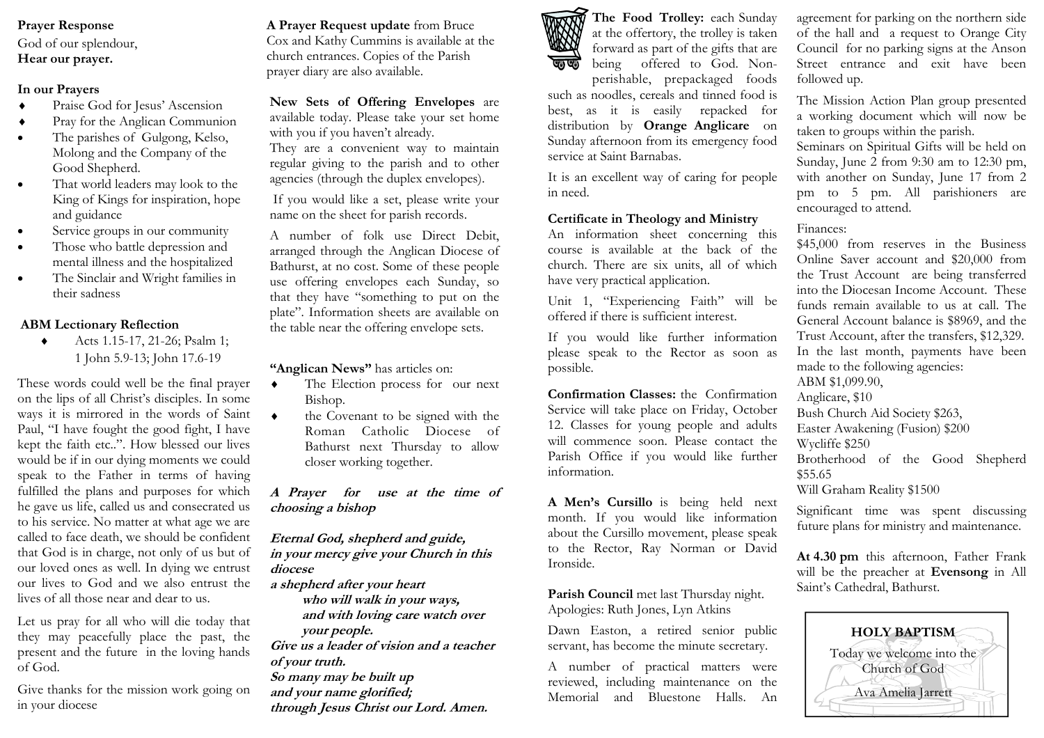**Prayer Response**

God of our splendour,
**Hear our prayer.**

**In our Prayers**

- Praise God for Jesus' Ascension
- Pray for the Anglican Communion
- The parishes of Gulgong, Kelso, Molong and the Company of the Good Shepherd.
- That world leaders may look to the King of Kings for inspiration, hope and guidance
- Service groups in our community
- Those who battle depression and mental illness and the hospitalized
- The Sinclair and Wright families in their sadness

**ABM Lectionary Reflection**

- Acts 1.15-17, 21-26; Psalm 1; 1 John 5.9-13; John 17.6-19

These words could well be the final prayer on the lips of all Christ's disciples. In some ways it is mirrored in the words of Saint Paul, "I have fought the good fight, I have kept the faith etc..". How blessed our lives would be if in our dying moments we could speak to the Father in terms of having fulfilled the plans and purposes for which he gave us life, called us and consecrated us to his service. No matter at what age we are called to face death, we should be confident that God is in charge, not only of us but of our loved ones as well. In dying we entrust our lives to God and we also entrust the lives of all those near and dear to us.

Let us pray for all who will die today that they may peacefully place the past, the present and the future in the loving hands of God.

Give thanks for the mission work going on in your diocese

**A Prayer Request update** from Bruce Cox and Kathy Cummins is available at the church entrances. Copies of the Parish prayer diary are also available.

**New Sets of Offering Envelopes** are available today. Please take your set home with you if you haven't already.
They are a convenient way to maintain regular giving to the parish and to other agencies (through the duplex envelopes).

If you would like a set, please write your name on the sheet for parish records.

A number of folk use Direct Debit, arranged through the Anglican Diocese of Bathurst, at no cost. Some of these people use offering envelopes each Sunday, so that they have "something to put on the plate". Information sheets are available on the table near the offering envelope sets.

**"Anglican News"** has articles on:

- The Election process for our next Bishop.
- the Covenant to be signed with the Roman Catholic Diocese of Bathurst next Thursday to allow closer working together.

***A Prayer for use at the time of choosing a bishop***

***Eternal God, shepherd and guide,
in your mercy give your Church in this diocese
a shepherd after your heart
who will walk in your ways,
and with loving care watch over your people.
Give us a leader of vision and a teacher of your truth.
So many may be built up
and your name glorified;
through Jesus Christ our Lord. Amen.***

**The Food Trolley:** each Sunday at the offertory, the trolley is taken forward as part of the gifts that are being offered to God. Non-perishable, prepackaged foods such as noodles, cereals and tinned food is best, as it is easily repacked for distribution by **Orange Anglicare** on Sunday afternoon from its emergency food service at Saint Barnabas.

It is an excellent way of caring for people in need.

**Certificate in Theology and Ministry**
An information sheet concerning this course is available at the back of the church. There are six units, all of which have very practical application.

Unit 1, "Experiencing Faith" will be offered if there is sufficient interest.

If you would like further information please speak to the Rector as soon as possible.

**Confirmation Classes:** the Confirmation Service will take place on Friday, October 12. Classes for young people and adults will commence soon. Please contact the Parish Office if you would like further information.

**A Men's Cursillo** is being held next month. If you would like information about the Cursillo movement, please speak to the Rector, Ray Norman or David Ironside.

**Parish Council** met last Thursday night.
Apologies: Ruth Jones, Lyn Atkins

Dawn Easton, a retired senior public servant, has become the minute secretary.

A number of practical matters were reviewed, including maintenance on the Memorial and Bluestone Halls. An agreement for parking on the northern side of the hall and a request to Orange City Council for no parking signs at the Anson Street entrance and exit have been followed up.

The Mission Action Plan group presented a working document which will now be taken to groups within the parish.
Seminars on Spiritual Gifts will be held on Sunday, June 2 from 9:30 am to 12:30 pm, with another on Sunday, June 17 from 2 pm to 5 pm. All parishioners are encouraged to attend.

Finances:
$45,000 from reserves in the Business Online Saver account and $20,000 from the Trust Account are being transferred into the Diocesan Income Account. These funds remain available to us at call. The General Account balance is $8969, and the Trust Account, after the transfers, $12,329.
In the last month, payments have been made to the following agencies:
ABM $1,099.90,
Anglicare, $10
Bush Church Aid Society $263,
Easter Awakening (Fusion) $200
Wycliffe $250
Brotherhood of the Good Shepherd $55.65
Will Graham Reality $1500

Significant time was spent discussing future plans for ministry and maintenance.

**At 4.30 pm** this afternoon, Father Frank will be the preacher at **Evensong** in All Saint's Cathedral, Bathurst.

**HOLY BAPTISM**

Today we welcome into the Church of God

Ava Amelia Jarrett